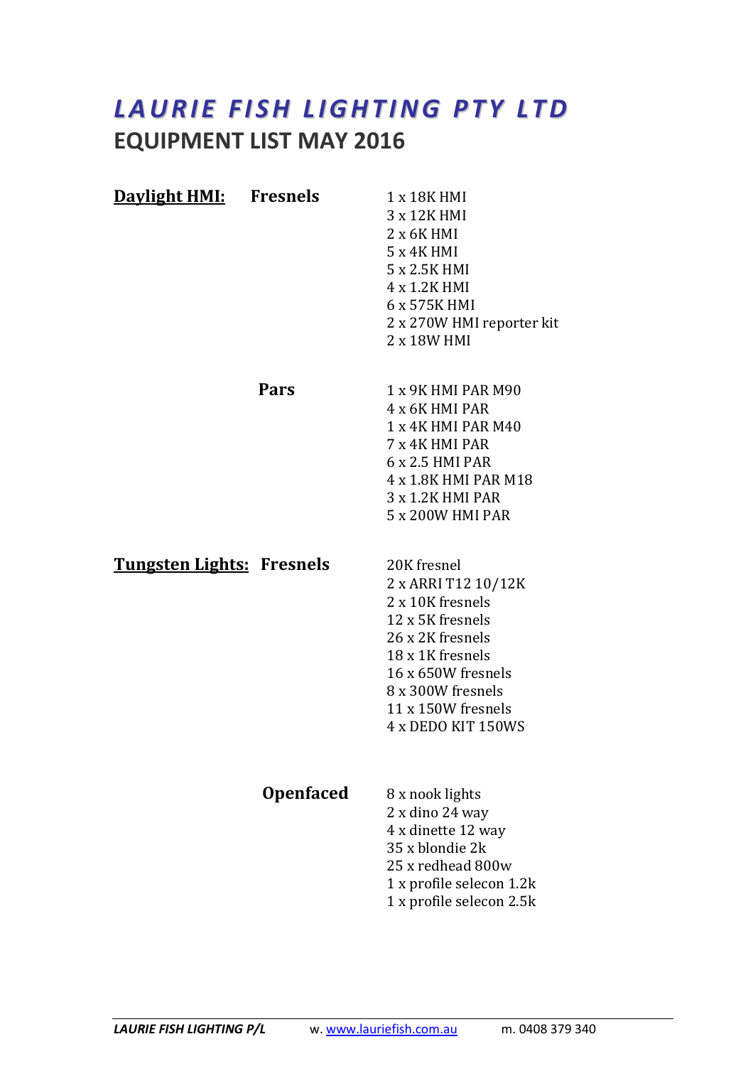# *LAURIE FISH LIGHTING PTY LTD*

## EQUIPMENT LIST MAY 2016

### Daylight HMI:

#### Fresnels

1 x 18K HMI
3 x 12K HMI
2 x 6K HMI
5 x 4K HMI
5 x 2.5K HMI
4 x 1.2K HMI
6 x 575K HMI
2 x 270W HMI reporter kit
2 x 18W HMI

#### Pars

1 x 9K HMI PAR M90
4 x 6K HMI PAR
1 x 4K HMI PAR M40
7 x 4K HMI PAR
6 x 2.5 HMI PAR
4 x 1.8K HMI PAR M18
3 x 1.2K HMI PAR
5 x 200W HMI PAR

### Tungsten Lights:

#### Fresnels

20K fresnel
2 x ARRI T12 10/12K
2 x 10K fresnels
12 x 5K fresnels
26 x 2K fresnels
18 x 1K fresnels
16 x 650W fresnels
8 x 300W fresnels
11 x 150W fresnels
4 x DEDO KIT 150WS

#### Openfaced

8 x nook lights
2 x dino 24 way
4 x dinette 12 way
35 x blondie 2k
25 x redhead 800w
1 x profile selecon 1.2k
1 x profile selecon 2.5k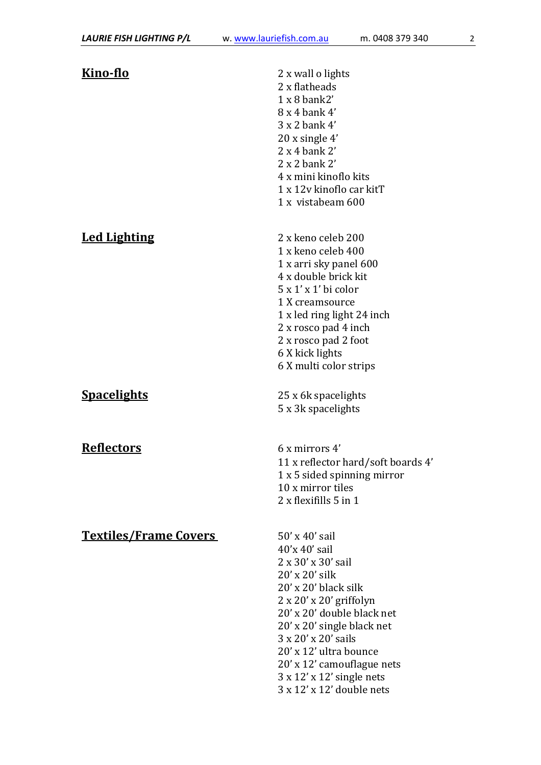## Kino-flo

2 x wall o lights
2 x flatheads
1 x 8 bank2’
8 x 4 bank 4’
3 x 2 bank 4’
20 x single 4’
2 x 4 bank 2’
2 x 2 bank 2’
4 x mini kinoflo kits
1 x 12v kinoflo car kitT
1 x vistabeam 600

## Led Lighting

2 x keno celeb 200
1 x keno celeb 400
1 x arri sky panel 600
4 x double brick kit
5 x 1’ x 1’ bi color
1 X creamsource
1 x led ring light 24 inch
2 x rosco pad 4 inch
2 x rosco pad 2 foot
6 X kick lights
6 X multi color strips

## Spacelights

25 x 6k spacelights
5 x 3k spacelights

## Reflectors

6 x mirrors 4’
11 x reflector hard/soft boards 4’
1 x 5 sided spinning mirror
10 x mirror tiles
2 x flexifills 5 in 1

## Textiles/Frame Covers

50’ x 40’ sail
40’x 40’ sail
2 x 30’ x 30’ sail
20’ x 20’ silk
20’ x 20’ black silk
2 x 20’ x 20’ griffolyn
20’ x 20’ double black net
20’ x 20’ single black net
3 x 20’ x 20’ sails
20’ x 12’ ultra bounce
20’ x 12’ camouflague nets
3 x 12’ x 12’ single nets
3 x 12’ x 12’ double nets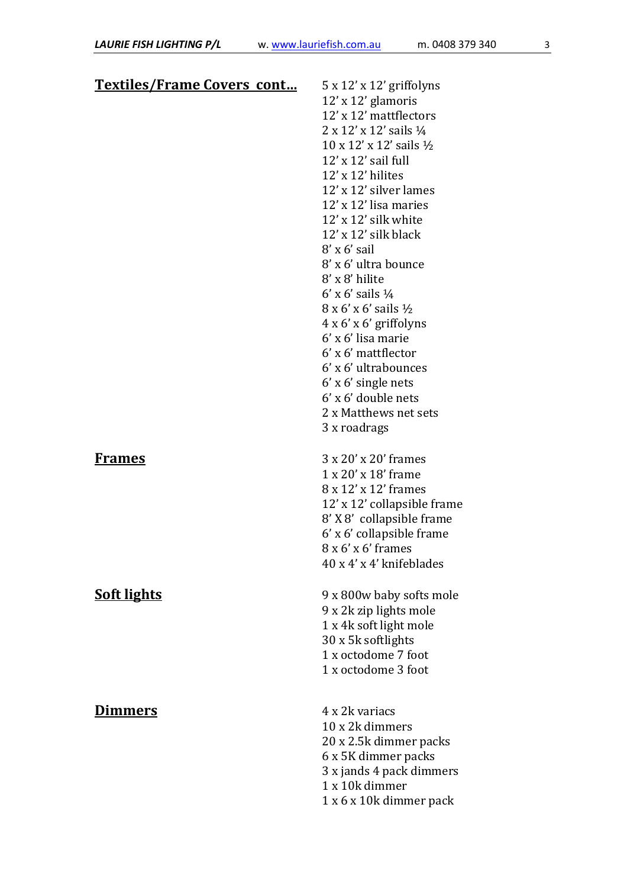## Textiles/Frame Covers cont…

5 x 12' x 12' griffolyns
12' x 12' glamoris
12' x 12' mattflectors
2 x 12' x 12' sails ¼
10 x 12' x 12' sails ½
12' x 12' sail full
12' x 12' hilites
12' x 12' silver lames
12' x 12' lisa maries
12' x 12' silk white
12' x 12' silk black
8' x 6' sail
8' x 6' ultra bounce
8' x 8' hilite
6' x 6' sails ¼
8 x 6' x 6' sails ½
4 x 6' x 6' griffolyns
6' x 6' lisa marie
6' x 6' mattflector
6' x 6' ultrabounces
6' x 6' single nets
6' x 6' double nets
2 x Matthews net sets
3 x roadrags

## Frames

3 x 20' x 20' frames
1 x 20' x 18' frame
8 x 12' x 12' frames
12' x 12' collapsible frame
8' X 8' collapsible frame
6' x 6' collapsible frame
8 x 6' x 6' frames
40 x 4' x 4' knifeblades

## Soft lights

9 x 800w baby softs mole
9 x 2k zip lights mole
1 x 4k soft light mole
30 x 5k softlights
1 x octodome 7 foot
1 x octodome 3 foot

## Dimmers

4 x 2k variacs
10 x 2k dimmers
20 x 2.5k dimmer packs
6 x 5K dimmer packs
3 x jands 4 pack dimmers
1 x 10k dimmer
1 x 6 x 10k dimmer pack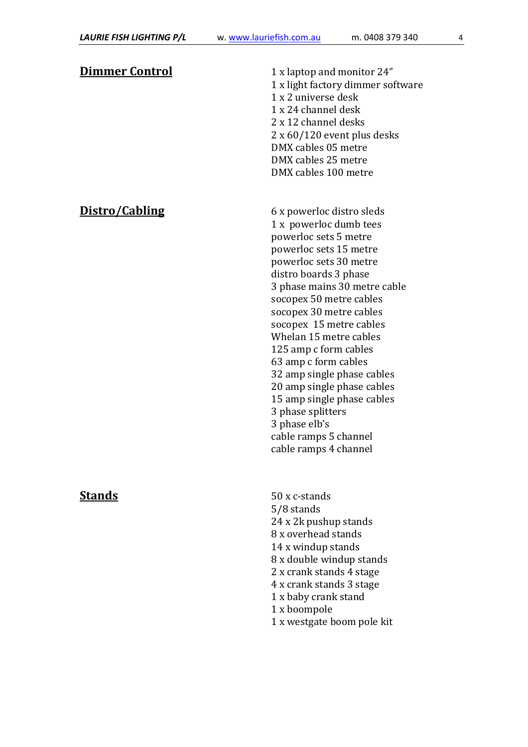## Dimmer Control

1 x laptop and monitor 24"
1 x light factory dimmer software
1 x 2 universe desk
1 x 24 channel desk
2 x 12 channel desks
2 x 60/120 event plus desks
DMX cables 05 metre
DMX cables 25 metre
DMX cables 100 metre

## Distro/Cabling

6 x powerloc distro sleds
1 x powerloc dumb tees
powerloc sets 5 metre
powerloc sets 15 metre
powerloc sets 30 metre
distro boards 3 phase
3 phase mains 30 metre cable
socopex 50 metre cables
socopex 30 metre cables
socopex 15 metre cables
Whelan 15 metre cables
125 amp c form cables
63 amp c form cables
32 amp single phase cables
20 amp single phase cables
15 amp single phase cables
3 phase splitters
3 phase elb's
cable ramps 5 channel
cable ramps 4 channel

## Stands

50 x c-stands
5/8 stands
24 x 2k pushup stands
8 x overhead stands
14 x windup stands
8 x double windup stands
2 x crank stands 4 stage
4 x crank stands 3 stage
1 x baby crank stand
1 x boompole
1 x westgate boom pole kit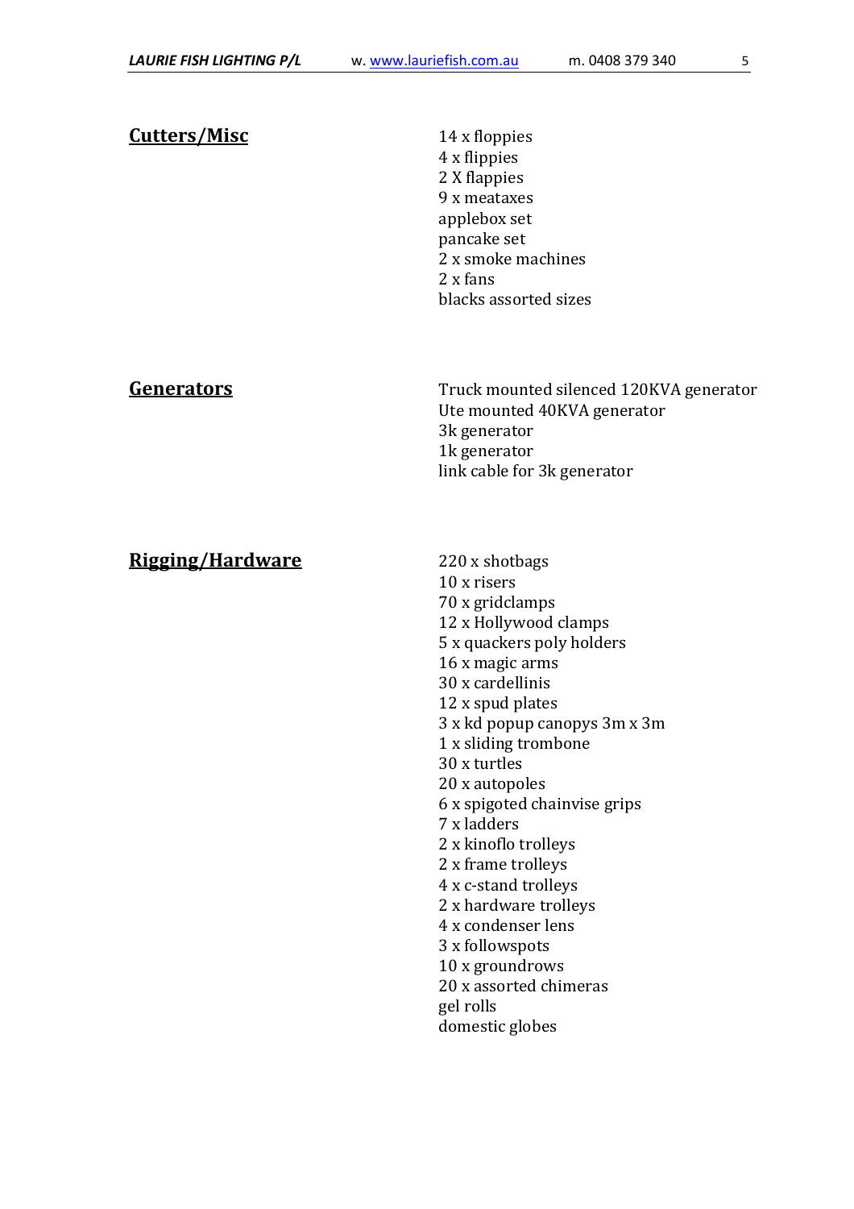## Cutters/Misc

14 x floppies
4 x flippies
2 X flappies
9 x meataxes
applebox set
pancake set
2 x smoke machines
2 x fans
blacks assorted sizes

## Generators

Truck mounted silenced 120KVA generator
Ute mounted 40KVA generator
3k generator
1k generator
link cable for 3k generator

## Rigging/Hardware

220 x shotbags
10 x risers
70 x gridclamps
12 x Hollywood clamps
5 x quackers poly holders
16 x magic arms
30 x cardellinis
12 x spud plates
3 x kd popup canopys 3m x 3m
1 x sliding trombone
30 x turtles
20 x autopoles
6 x spigoted chainvise grips
7 x ladders
2 x kinoflo trolleys
2 x frame trolleys
4 x c-stand trolleys
2 x hardware trolleys
4 x condenser lens
3 x followspots
10 x groundrows
20 x assorted chimeras
gel rolls
domestic globes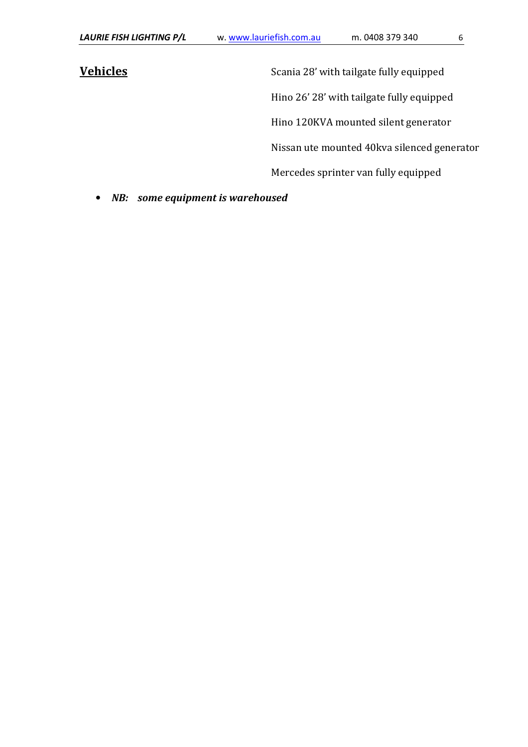## Vehicles

Scania 28' with tailgate fully equipped

Hino 26' 28' with tailgate fully equipped

Hino 120KVA mounted silent generator

Nissan ute mounted 40kva silenced generator

Mercedes sprinter van fully equipped

- ***NB: some equipment is warehoused***